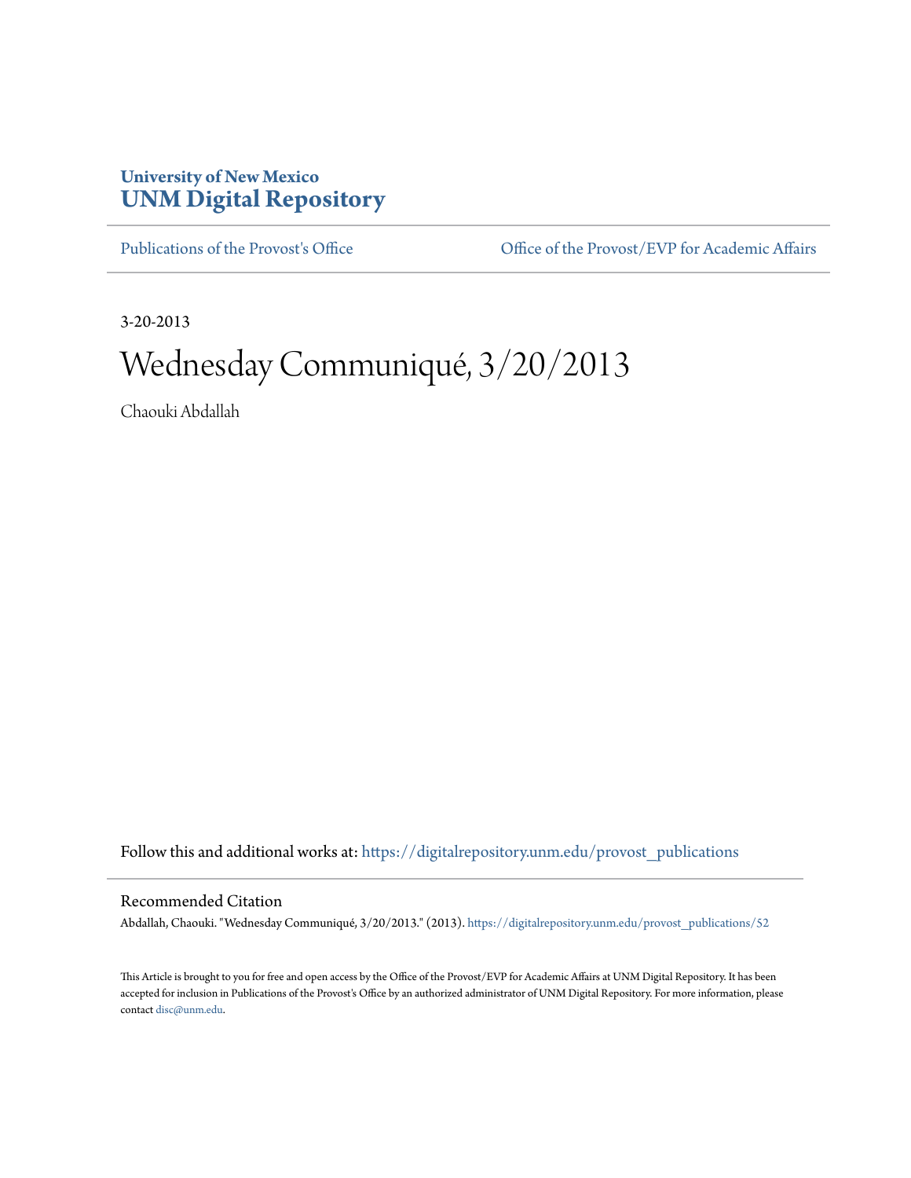University of New Mexico
# UNM Digital Repository

Publications of the Provost's Office | Office of the Provost/EVP for Academic Affairs

3-20-2013

# Wednesday Communiqué, 3/20/2013

Chaouki Abdallah

Follow this and additional works at: https://digitalrepository.unm.edu/provost_publications

## Recommended Citation

Abdallah, Chaouki. "Wednesday Communiqué, 3/20/2013." (2013). https://digitalrepository.unm.edu/provost_publications/52

This Article is brought to you for free and open access by the Office of the Provost/EVP for Academic Affairs at UNM Digital Repository. It has been accepted for inclusion in Publications of the Provost's Office by an authorized administrator of UNM Digital Repository. For more information, please contact disc@unm.edu.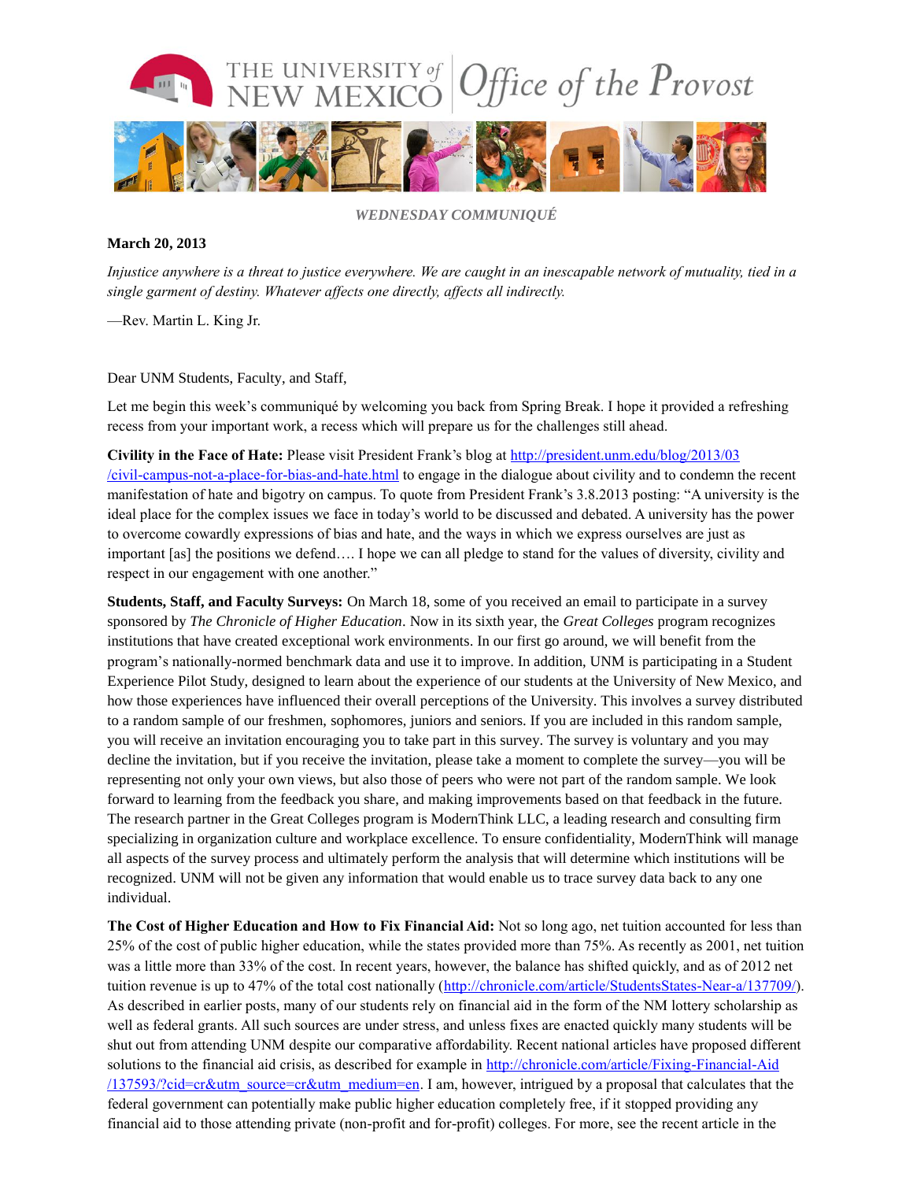*WEDNESDAY COMMUNIQUÉ*

**March 20, 2013**

*Injustice anywhere is a threat to justice everywhere. We are caught in an inescapable network of mutuality, tied in a single garment of destiny. Whatever affects one directly, affects all indirectly.*

—Rev. Martin L. King Jr.

Dear UNM Students, Faculty, and Staff,

Let me begin this week's communiqué by welcoming you back from Spring Break. I hope it provided a refreshing recess from your important work, a recess which will prepare us for the challenges still ahead.

**Civility in the Face of Hate:** Please visit President Frank's blog at http://president.unm.edu/blog/2013/03/civil-campus-not-a-place-for-bias-and-hate.html to engage in the dialogue about civility and to condemn the recent manifestation of hate and bigotry on campus. To quote from President Frank's 3.8.2013 posting: "A university is the ideal place for the complex issues we face in today's world to be discussed and debated. A university has the power to overcome cowardly expressions of bias and hate, and the ways in which we express ourselves are just as important [as] the positions we defend…. I hope we can all pledge to stand for the values of diversity, civility and respect in our engagement with one another."

**Students, Staff, and Faculty Surveys:** On March 18, some of you received an email to participate in a survey sponsored by *The Chronicle of Higher Education*. Now in its sixth year, the *Great Colleges* program recognizes institutions that have created exceptional work environments. In our first go around, we will benefit from the program's nationally-normed benchmark data and use it to improve. In addition, UNM is participating in a Student Experience Pilot Study, designed to learn about the experience of our students at the University of New Mexico, and how those experiences have influenced their overall perceptions of the University. This involves a survey distributed to a random sample of our freshmen, sophomores, juniors and seniors. If you are included in this random sample, you will receive an invitation encouraging you to take part in this survey. The survey is voluntary and you may decline the invitation, but if you receive the invitation, please take a moment to complete the survey—you will be representing not only your own views, but also those of peers who were not part of the random sample. We look forward to learning from the feedback you share, and making improvements based on that feedback in the future. The research partner in the Great Colleges program is ModernThink LLC, a leading research and consulting firm specializing in organization culture and workplace excellence. To ensure confidentiality, ModernThink will manage all aspects of the survey process and ultimately perform the analysis that will determine which institutions will be recognized. UNM will not be given any information that would enable us to trace survey data back to any one individual.

**The Cost of Higher Education and How to Fix Financial Aid:** Not so long ago, net tuition accounted for less than 25% of the cost of public higher education, while the states provided more than 75%. As recently as 2001, net tuition was a little more than 33% of the cost. In recent years, however, the balance has shifted quickly, and as of 2012 net tuition revenue is up to 47% of the total cost nationally (http://chronicle.com/article/StudentsStates-Near-a/137709/). As described in earlier posts, many of our students rely on financial aid in the form of the NM lottery scholarship as well as federal grants. All such sources are under stress, and unless fixes are enacted quickly many students will be shut out from attending UNM despite our comparative affordability. Recent national articles have proposed different solutions to the financial aid crisis, as described for example in http://chronicle.com/article/Fixing-Financial-Aid/137593/?cid=cr&utm_source=cr&utm_medium=en. I am, however, intrigued by a proposal that calculates that the federal government can potentially make public higher education completely free, if it stopped providing any financial aid to those attending private (non-profit and for-profit) colleges. For more, see the recent article in the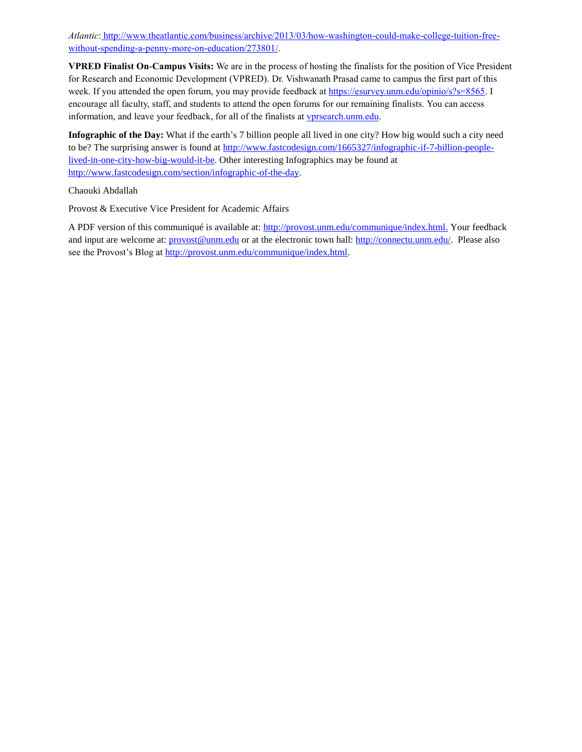*Atlantic*: http://www.theatlantic.com/business/archive/2013/03/how-washington-could-make-college-tuition-free-without-spending-a-penny-more-on-education/273801/.

**VPRED Finalist On-Campus Visits:** We are in the process of hosting the finalists for the position of Vice President for Research and Economic Development (VPRED). Dr. Vishwanath Prasad came to campus the first part of this week. If you attended the open forum, you may provide feedback at https://esurvey.unm.edu/opinio/s?s=8565. I encourage all faculty, staff, and students to attend the open forums for our remaining finalists. You can access information, and leave your feedback, for all of the finalists at vprsearch.unm.edu.

**Infographic of the Day:** What if the earth's 7 billion people all lived in one city? How big would such a city need to be? The surprising answer is found at http://www.fastcodesign.com/1665327/infographic-if-7-billion-people-lived-in-one-city-how-big-would-it-be. Other interesting Infographics may be found at http://www.fastcodesign.com/section/infographic-of-the-day.

Chaouki Abdallah

Provost & Executive Vice President for Academic Affairs

A PDF version of this communiqué is available at: http://provost.unm.edu/communique/index.html. Your feedback and input are welcome at: provost@unm.edu or at the electronic town hall: http://connectu.unm.edu/. Please also see the Provost's Blog at http://provost.unm.edu/communique/index.html.